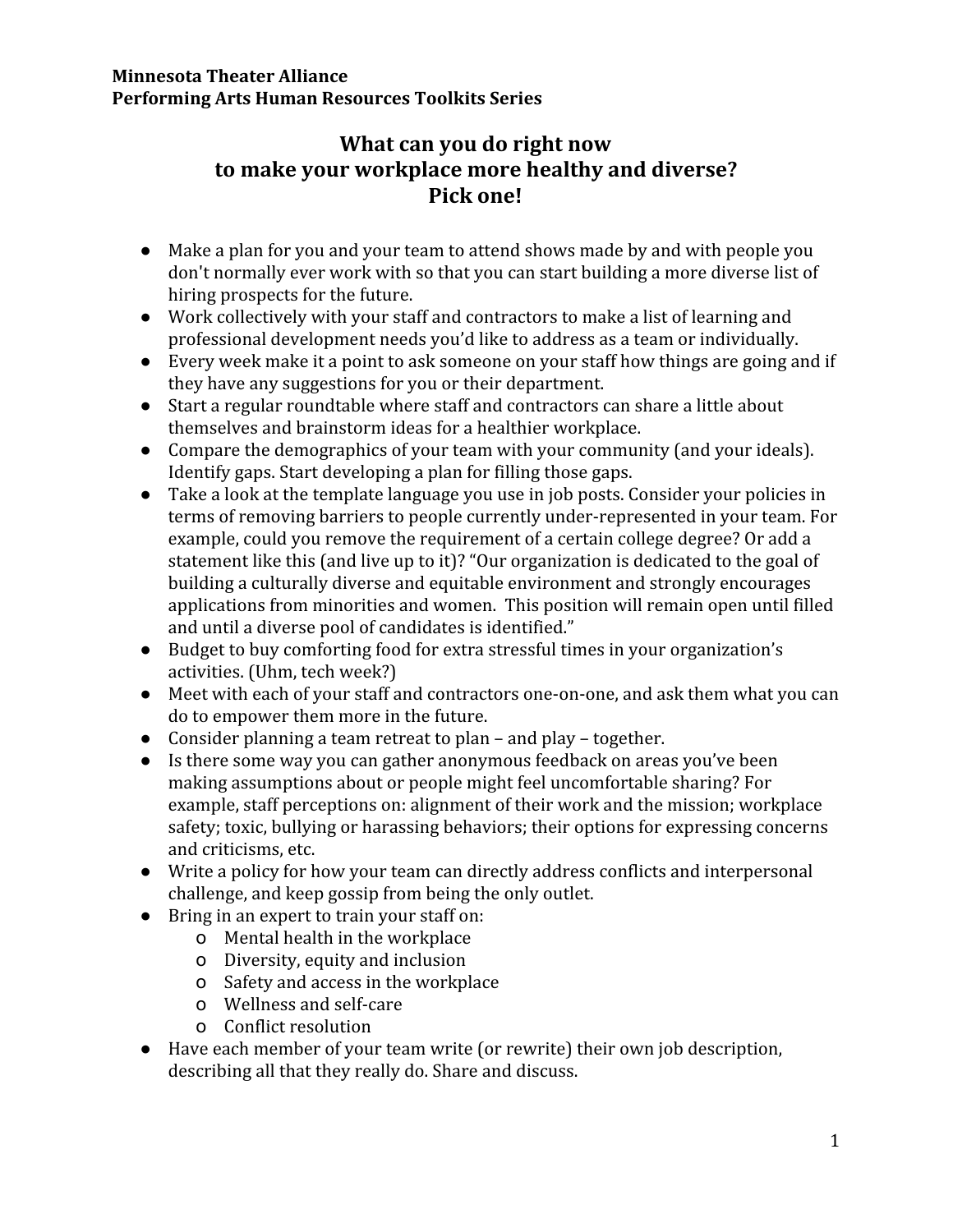**Minnesota Theater Alliance**
**Performing Arts Human Resources Toolkits Series**

# What can you do right now to make your workplace more healthy and diverse? Pick one!

- Make a plan for you and your team to attend shows made by and with people you don't normally ever work with so that you can start building a more diverse list of hiring prospects for the future.
- Work collectively with your staff and contractors to make a list of learning and professional development needs you'd like to address as a team or individually.
- Every week make it a point to ask someone on your staff how things are going and if they have any suggestions for you or their department.
- Start a regular roundtable where staff and contractors can share a little about themselves and brainstorm ideas for a healthier workplace.
- Compare the demographics of your team with your community (and your ideals). Identify gaps. Start developing a plan for filling those gaps.
- Take a look at the template language you use in job posts. Consider your policies in terms of removing barriers to people currently under-represented in your team. For example, could you remove the requirement of a certain college degree? Or add a statement like this (and live up to it)? "Our organization is dedicated to the goal of building a culturally diverse and equitable environment and strongly encourages applications from minorities and women. This position will remain open until filled and until a diverse pool of candidates is identified."
- Budget to buy comforting food for extra stressful times in your organization's activities. (Uhm, tech week?)
- Meet with each of your staff and contractors one-on-one, and ask them what you can do to empower them more in the future.
- Consider planning a team retreat to plan – and play – together.
- Is there some way you can gather anonymous feedback on areas you've been making assumptions about or people might feel uncomfortable sharing? For example, staff perceptions on: alignment of their work and the mission; workplace safety; toxic, bullying or harassing behaviors; their options for expressing concerns and criticisms, etc.
- Write a policy for how your team can directly address conflicts and interpersonal challenge, and keep gossip from being the only outlet.
- Bring in an expert to train your staff on:
  - Mental health in the workplace
  - Diversity, equity and inclusion
  - Safety and access in the workplace
  - Wellness and self-care
  - Conflict resolution
- Have each member of your team write (or rewrite) their own job description, describing all that they really do. Share and discuss.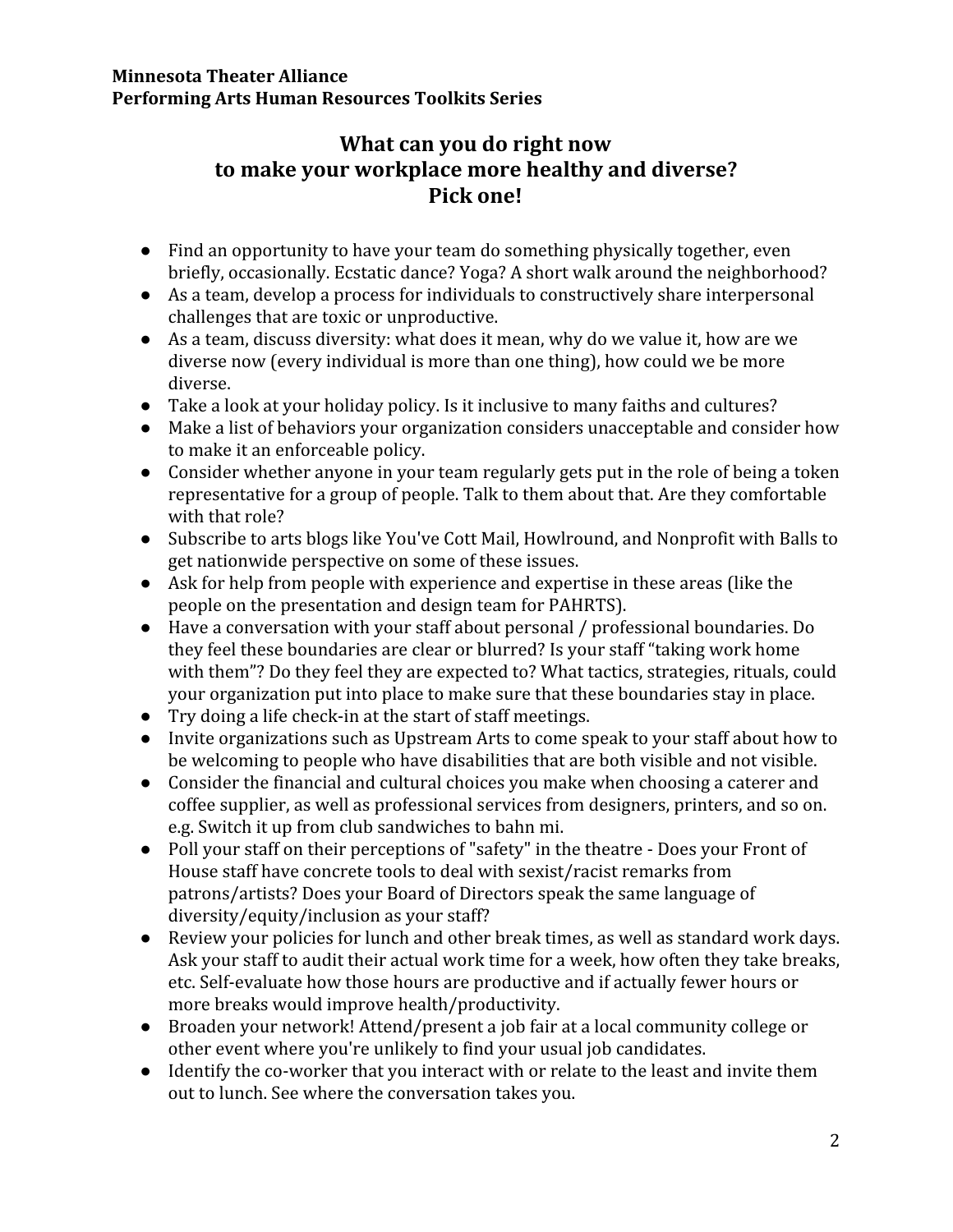**Minnesota Theater Alliance**
**Performing Arts Human Resources Toolkits Series**

## What can you do right now to make your workplace more healthy and diverse? Pick one!

- Find an opportunity to have your team do something physically together, even briefly, occasionally. Ecstatic dance? Yoga? A short walk around the neighborhood?
- As a team, develop a process for individuals to constructively share interpersonal challenges that are toxic or unproductive.
- As a team, discuss diversity: what does it mean, why do we value it, how are we diverse now (every individual is more than one thing), how could we be more diverse.
- Take a look at your holiday policy. Is it inclusive to many faiths and cultures?
- Make a list of behaviors your organization considers unacceptable and consider how to make it an enforceable policy.
- Consider whether anyone in your team regularly gets put in the role of being a token representative for a group of people. Talk to them about that. Are they comfortable with that role?
- Subscribe to arts blogs like You've Cott Mail, Howlround, and Nonprofit with Balls to get nationwide perspective on some of these issues.
- Ask for help from people with experience and expertise in these areas (like the people on the presentation and design team for PAHRTS).
- Have a conversation with your staff about personal / professional boundaries. Do they feel these boundaries are clear or blurred? Is your staff "taking work home with them"? Do they feel they are expected to? What tactics, strategies, rituals, could your organization put into place to make sure that these boundaries stay in place.
- Try doing a life check-in at the start of staff meetings.
- Invite organizations such as Upstream Arts to come speak to your staff about how to be welcoming to people who have disabilities that are both visible and not visible.
- Consider the financial and cultural choices you make when choosing a caterer and coffee supplier, as well as professional services from designers, printers, and so on. e.g. Switch it up from club sandwiches to bahn mi.
- Poll your staff on their perceptions of "safety" in the theatre - Does your Front of House staff have concrete tools to deal with sexist/racist remarks from patrons/artists? Does your Board of Directors speak the same language of diversity/equity/inclusion as your staff?
- Review your policies for lunch and other break times, as well as standard work days. Ask your staff to audit their actual work time for a week, how often they take breaks, etc. Self-evaluate how those hours are productive and if actually fewer hours or more breaks would improve health/productivity.
- Broaden your network! Attend/present a job fair at a local community college or other event where you're unlikely to find your usual job candidates.
- Identify the co-worker that you interact with or relate to the least and invite them out to lunch. See where the conversation takes you.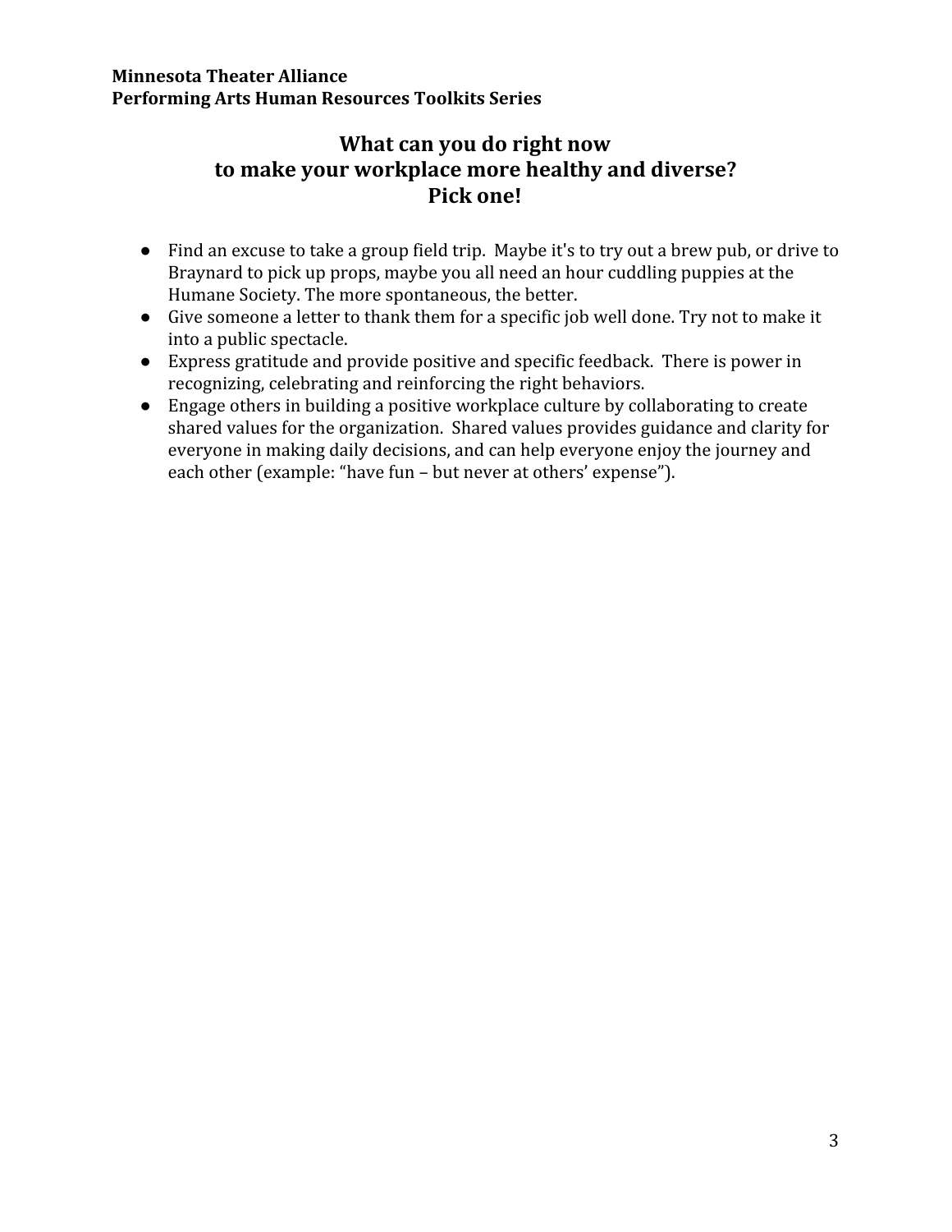## What can you do right now to make your workplace more healthy and diverse? Pick one!

- Find an excuse to take a group field trip. Maybe it's to try out a brew pub, or drive to Braynard to pick up props, maybe you all need an hour cuddling puppies at the Humane Society. The more spontaneous, the better.
- Give someone a letter to thank them for a specific job well done. Try not to make it into a public spectacle.
- Express gratitude and provide positive and specific feedback. There is power in recognizing, celebrating and reinforcing the right behaviors.
- Engage others in building a positive workplace culture by collaborating to create shared values for the organization. Shared values provides guidance and clarity for everyone in making daily decisions, and can help everyone enjoy the journey and each other (example: "have fun – but never at others' expense").